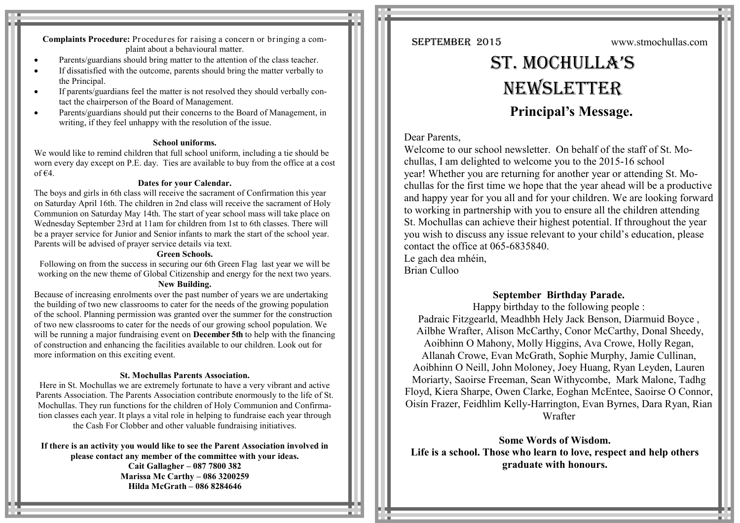SEPTEMBER 2015 www.stmochullas.com

# ST. MOCHULLA'S NEWSLETTER

## Principal's Message.

Dear Parents,

Welcome to our school newsletter. On behalf of the staff of St. Mochullas, I am delighted to welcome you to the 2015-16 school year! Whether you are returning for another year or attending St. Mochullas for the first time we hope that the year ahead will be a productive and happy year for you all and for your children. We are looking forward to working in partnership with you to ensure all the children attending St. Mochullas can achieve their highest potential. If throughout the year you wish to discuss any issue relevant to your child's education, please contact the office at 065-6835840.

Le gach dea mhéin,
Brian Culloo

### September Birthday Parade.

Happy birthday to the following people :

Padraic Fitzgearld, Meadhbh Hely Jack Benson, Diarmuid Boyce , Ailbhe Wrafter, Alison McCarthy, Conor McCarthy, Donal Sheedy, Aoibhinn O Mahony, Molly Higgins, Ava Crowe, Holly Regan, Allanah Crowe, Evan McGrath, Sophie Murphy, Jamie Cullinan, Aoibhinn O Neill, John Moloney, Joey Huang, Ryan Leyden, Lauren Moriarty, Saoirse Freeman, Sean Withycombe, Mark Malone, Tadhg Floyd, Kiera Sharpe, Owen Clarke, Eoghan McEntee, Saoirse O Connor, Oisín Frazer, Feidhlim Kelly-Harrington, Evan Byrnes, Dara Ryan, Rian Wrafter

**Some Words of Wisdom.**
**Life is a school. Those who learn to love, respect and help others graduate with honours.**

**Complaints Procedure:** Procedures for raising a concern or bringing a complaint about a behavioural matter.

- Parents/guardians should bring matter to the attention of the class teacher.
- If dissatisfied with the outcome, parents should bring the matter verbally to the Principal.
- If parents/guardians feel the matter is not resolved they should verbally contact the chairperson of the Board of Management.
- Parents/guardians should put their concerns to the Board of Management, in writing, if they feel unhappy with the resolution of the issue.

### School uniforms.

We would like to remind children that full school uniform, including a tie should be worn every day except on P.E. day. Ties are available to buy from the office at a cost of €4.

### Dates for your Calendar.

The boys and girls in 6th class will receive the sacrament of Confirmation this year on Saturday April 16th. The children in 2nd class will receive the sacrament of Holy Communion on Saturday May 14th. The start of year school mass will take place on Wednesday September 23rd at 11am for children from 1st to 6th classes. There will be a prayer service for Junior and Senior infants to mark the start of the school year. Parents will be advised of prayer service details via text.

### Green Schools.

Following on from the success in securing our 6th Green Flag last year we will be working on the new theme of Global Citizenship and energy for the next two years.

### New Building.

Because of increasing enrolments over the past number of years we are undertaking the building of two new classrooms to cater for the needs of the growing population of the school. Planning permission was granted over the summer for the construction of two new classrooms to cater for the needs of our growing school population. We will be running a major fundraising event on **December 5th** to help with the financing of construction and enhancing the facilities available to our children. Look out for more information on this exciting event.

### St. Mochullas Parents Association.

Here in St. Mochullas we are extremely fortunate to have a very vibrant and active Parents Association. The Parents Association contribute enormously to the life of St. Mochullas. They run functions for the children of Holy Communion and Confirmation classes each year. It plays a vital role in helping to fundraise each year through the Cash For Clobber and other valuable fundraising initiatives.

**If there is an activity you would like to see the Parent Association involved in please contact any member of the committee with your ideas.**

**Cait Gallagher – 087 7800 382**
**Marissa Mc Carthy – 086 3200259**
**Hilda McGrath – 086 8284646**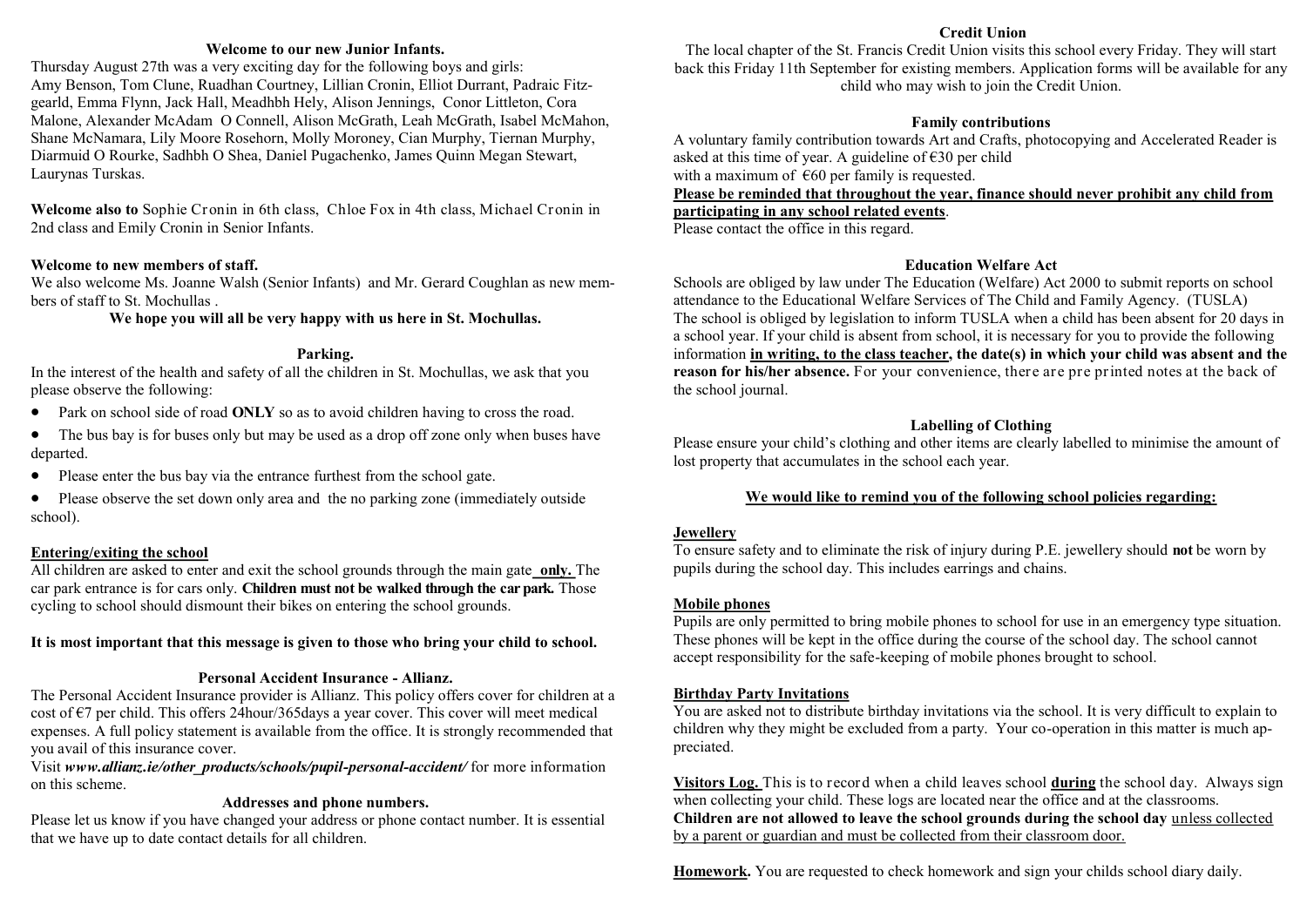### Welcome to our new Junior Infants.

Thursday August 27th was a very exciting day for the following boys and girls: Amy Benson, Tom Clune, Ruadhan Courtney, Lillian Cronin, Elliot Durrant, Padraic Fitz-gearld, Emma Flynn, Jack Hall, Meadhbh Hely, Alison Jennings, Conor Littleton, Cora Malone, Alexander McAdam O Connell, Alison McGrath, Leah McGrath, Isabel McMahon, Shane McNamara, Lily Moore Rosehorn, Molly Moroney, Cian Murphy, Tiernan Murphy, Diarmuid O Rourke, Sadhbh O Shea, Daniel Pugachenko, James Quinn Megan Stewart, Laurynas Turskas.

**Welcome also to** Sophie Cronin in 6th class, Chloe Fox in 4th class, Michael Cronin in 2nd class and Emily Cronin in Senior Infants.

**Welcome to new members of staff.**

We also welcome Ms. Joanne Walsh (Senior Infants) and Mr. Gerard Coughlan as new members of staff to St. Mochullas .

**We hope you will all be very happy with us here in St. Mochullas.**

### Parking.

In the interest of the health and safety of all the children in St. Mochullas, we ask that you please observe the following:

- Park on school side of road **ONLY** so as to avoid children having to cross the road.
- The bus bay is for buses only but may be used as a drop off zone only when buses have departed.
- Please enter the bus bay via the entrance furthest from the school gate.
- Please observe the set down only area and the no parking zone (immediately outside school).

**Entering/exiting the school**

All children are asked to enter and exit the school grounds through the main gate **only.** The car park entrance is for cars only. **Children must not be walked through the car park.** Those cycling to school should dismount their bikes on entering the school grounds.

**It is most important that this message is given to those who bring your child to school.**

### Personal Accident Insurance - Allianz.

The Personal Accident Insurance provider is Allianz. This policy offers cover for children at a cost of €7 per child. This offers 24hour/365days a year cover. This cover will meet medical expenses. A full policy statement is available from the office. It is strongly recommended that you avail of this insurance cover.

Visit ***www.allianz.ie/other_products/schools/pupil-personal-accident/*** for more information on this scheme.

### Addresses and phone numbers.

Please let us know if you have changed your address or phone contact number. It is essential that we have up to date contact details for all children.

### Credit Union

The local chapter of the St. Francis Credit Union visits this school every Friday. They will start back this Friday 11th September for existing members. Application forms will be available for any child who may wish to join the Credit Union.

### Family contributions

A voluntary family contribution towards Art and Crafts, photocopying and Accelerated Reader is asked at this time of year. A guideline of €30 per child
with a maximum of €60 per family is requested.

**Please be reminded that throughout the year, finance should never prohibit any child from participating in any school related events**.

Please contact the office in this regard.

### Education Welfare Act

Schools are obliged by law under The Education (Welfare) Act 2000 to submit reports on school attendance to the Educational Welfare Services of The Child and Family Agency. (TUSLA)
The school is obliged by legislation to inform TUSLA when a child has been absent for 20 days in a school year. If your child is absent from school, it is necessary for you to provide the following information **in writing, to the class teacher, the date(s) in which your child was absent and the reason for his/her absence.** For your convenience, there are pre printed notes at the back of the school journal.

### Labelling of Clothing

Please ensure your child's clothing and other items are clearly labelled to minimise the amount of lost property that accumulates in the school each year.

**We would like to remind you of the following school policies regarding:**

**Jewellery**

To ensure safety and to eliminate the risk of injury during P.E. jewellery should **not** be worn by pupils during the school day. This includes earrings and chains.

**Mobile phones**

Pupils are only permitted to bring mobile phones to school for use in an emergency type situation. These phones will be kept in the office during the course of the school day. The school cannot accept responsibility for the safe-keeping of mobile phones brought to school.

**Birthday Party Invitations**

You are asked not to distribute birthday invitations via the school. It is very difficult to explain to children why they might be excluded from a party. Your co-operation in this matter is much appreciated.

**Visitors Log.** This is to record when a child leaves school **during** the school day. Always sign when collecting your child. These logs are located near the office and at the classrooms.
**Children are not allowed to leave the school grounds during the school day** unless collected by a parent or guardian and must be collected from their classroom door.

**Homework.** You are requested to check homework and sign your childs school diary daily.